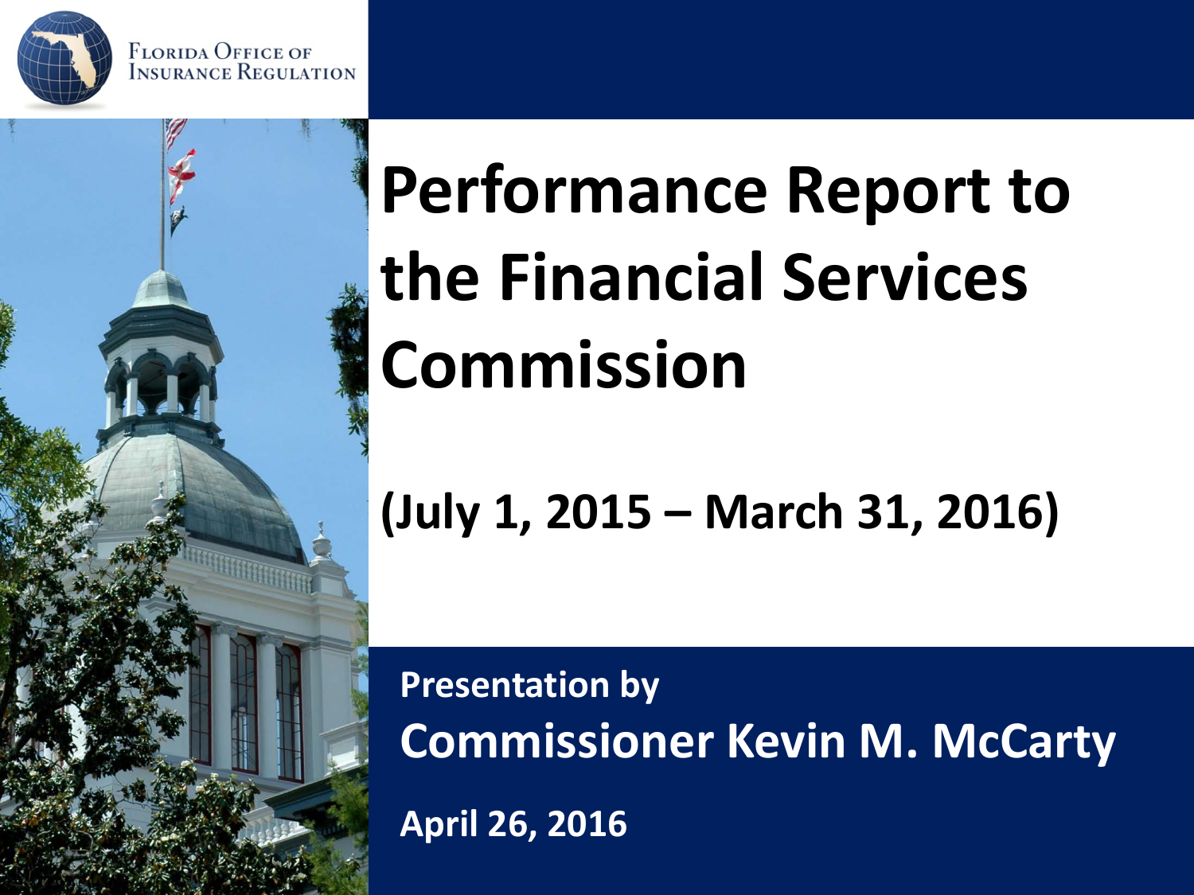Florida Office of Insurance Regulation

# Performance Report to the Financial Services Commission

## (July 1, 2015 – March 31, 2016)

**Presentation by**

**Commissioner Kevin M. McCarty**

**April 26, 2016**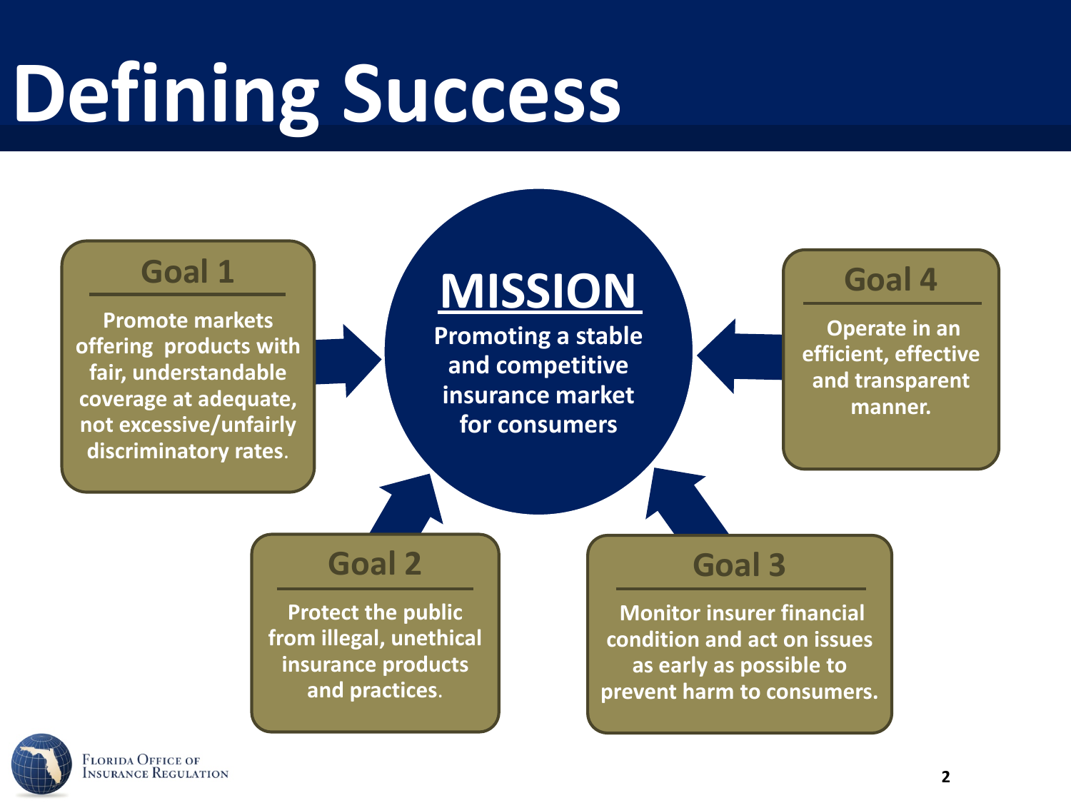# Defining Success

## MISSION

Promoting a stable and competitive insurance market for consumers

### Goal 1

Promote markets offering products with fair, understandable coverage at adequate, not excessive/unfairly discriminatory rates.

### Goal 2

Protect the public from illegal, unethical insurance products and practices.

### Goal 3

Monitor insurer financial condition and act on issues as early as possible to prevent harm to consumers.

### Goal 4

Operate in an efficient, effective and transparent manner.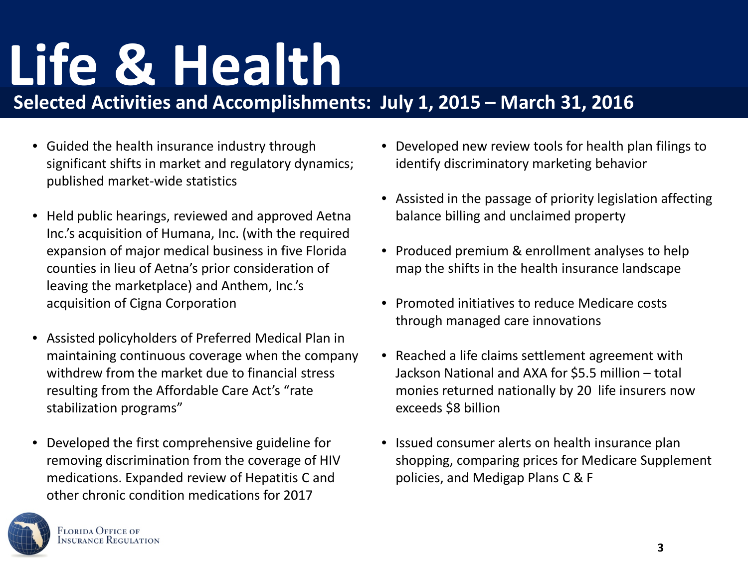# Life & Health

## Selected Activities and Accomplishments: July 1, 2015 – March 31, 2016

- Guided the health insurance industry through significant shifts in market and regulatory dynamics; published market-wide statistics
- Held public hearings, reviewed and approved Aetna Inc.'s acquisition of Humana, Inc. (with the required expansion of major medical business in five Florida counties in lieu of Aetna's prior consideration of leaving the marketplace) and Anthem, Inc.'s acquisition of Cigna Corporation
- Assisted policyholders of Preferred Medical Plan in maintaining continuous coverage when the company withdrew from the market due to financial stress resulting from the Affordable Care Act's "rate stabilization programs"
- Developed the first comprehensive guideline for removing discrimination from the coverage of HIV medications. Expanded review of Hepatitis C and other chronic condition medications for 2017
- Developed new review tools for health plan filings to identify discriminatory marketing behavior
- Assisted in the passage of priority legislation affecting balance billing and unclaimed property
- Produced premium & enrollment analyses to help map the shifts in the health insurance landscape
- Promoted initiatives to reduce Medicare costs through managed care innovations
- Reached a life claims settlement agreement with Jackson National and AXA for $5.5 million – total monies returned nationally by 20 life insurers now exceeds $8 billion
- Issued consumer alerts on health insurance plan shopping, comparing prices for Medicare Supplement policies, and Medigap Plans C & F

Florida Office of Insurance Regulation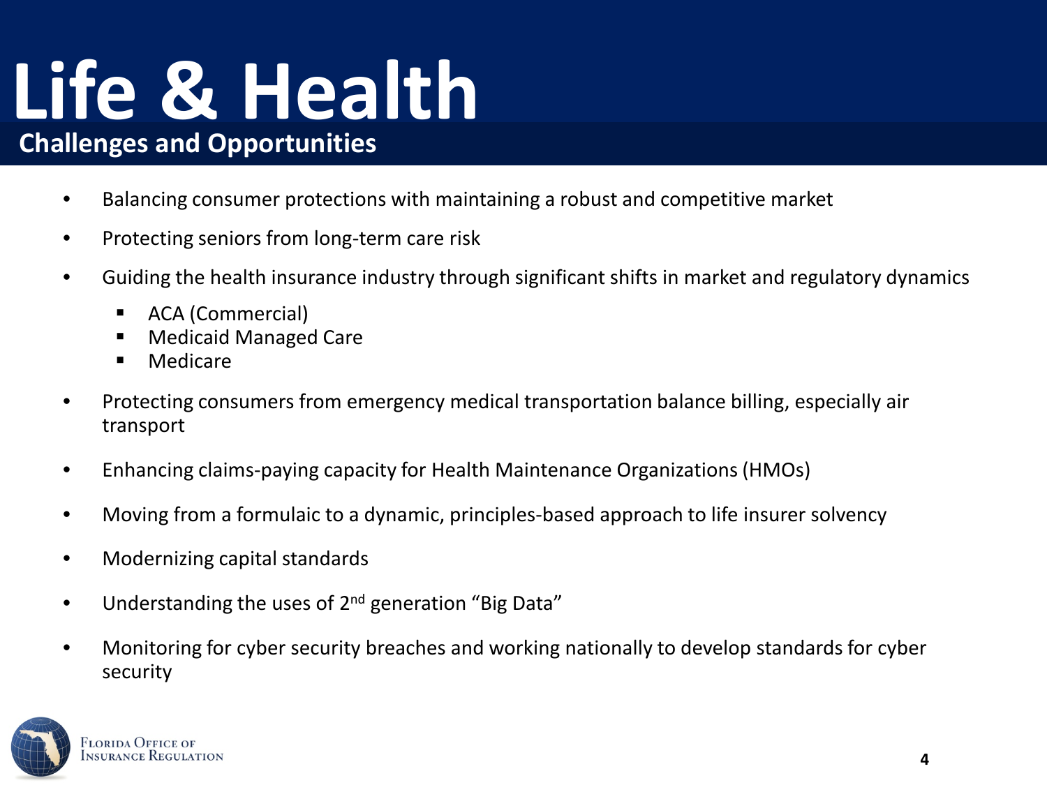# Life & Health

## Challenges and Opportunities

- Balancing consumer protections with maintaining a robust and competitive market
- Protecting seniors from long-term care risk
- Guiding the health insurance industry through significant shifts in market and regulatory dynamics
  - ACA (Commercial)
  - Medicaid Managed Care
  - Medicare
- Protecting consumers from emergency medical transportation balance billing, especially air transport
- Enhancing claims-paying capacity for Health Maintenance Organizations (HMOs)
- Moving from a formulaic to a dynamic, principles-based approach to life insurer solvency
- Modernizing capital standards
- Understanding the uses of 2nd generation "Big Data"
- Monitoring for cyber security breaches and working nationally to develop standards for cyber security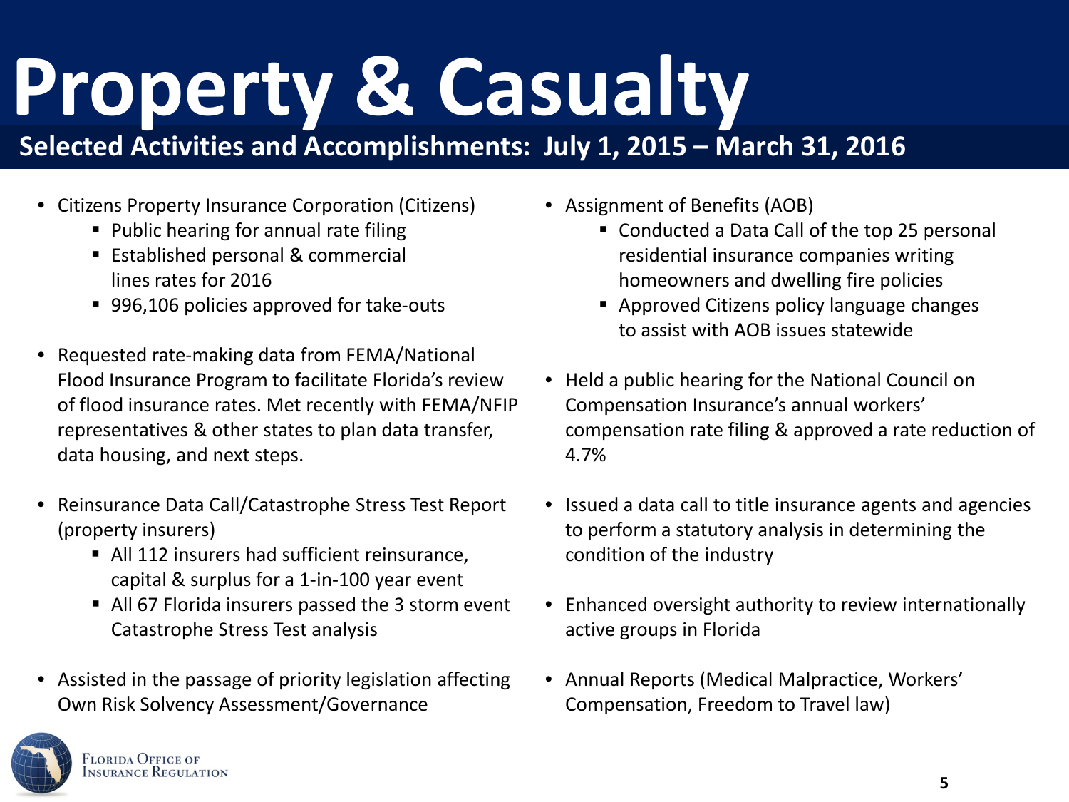# Property & Casualty

## Selected Activities and Accomplishments: July 1, 2015 – March 31, 2016

- Citizens Property Insurance Corporation (Citizens)
  - Public hearing for annual rate filing
  - Established personal & commercial lines rates for 2016
  - 996,106 policies approved for take-outs

- Requested rate-making data from FEMA/National Flood Insurance Program to facilitate Florida's review of flood insurance rates. Met recently with FEMA/NFIP representatives & other states to plan data transfer, data housing, and next steps.

- Reinsurance Data Call/Catastrophe Stress Test Report (property insurers)
  - All 112 insurers had sufficient reinsurance, capital & surplus for a 1-in-100 year event
  - All 67 Florida insurers passed the 3 storm event Catastrophe Stress Test analysis

- Assisted in the passage of priority legislation affecting Own Risk Solvency Assessment/Governance

- Assignment of Benefits (AOB)
  - Conducted a Data Call of the top 25 personal residential insurance companies writing homeowners and dwelling fire policies
  - Approved Citizens policy language changes to assist with AOB issues statewide

- Held a public hearing for the National Council on Compensation Insurance's annual workers' compensation rate filing & approved a rate reduction of 4.7%

- Issued a data call to title insurance agents and agencies to perform a statutory analysis in determining the condition of the industry

- Enhanced oversight authority to review internationally active groups in Florida

- Annual Reports (Medical Malpractice, Workers' Compensation, Freedom to Travel law)

Florida Office of Insurance Regulation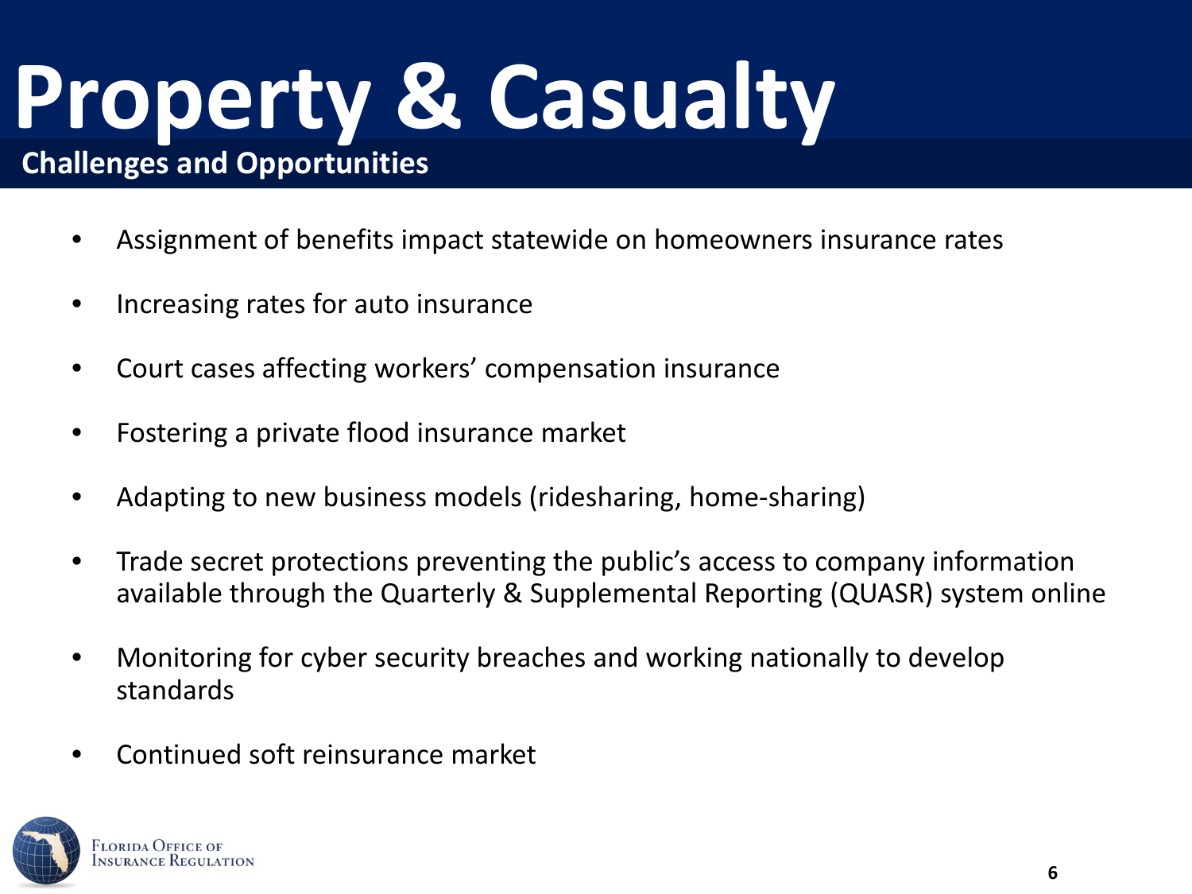# Property & Casualty

## Challenges and Opportunities

- Assignment of benefits impact statewide on homeowners insurance rates
- Increasing rates for auto insurance
- Court cases affecting workers' compensation insurance
- Fostering a private flood insurance market
- Adapting to new business models (ridesharing, home-sharing)
- Trade secret protections preventing the public's access to company information available through the Quarterly & Supplemental Reporting (QUASR) system online
- Monitoring for cyber security breaches and working nationally to develop standards
- Continued soft reinsurance market

Florida Office of Insurance Regulation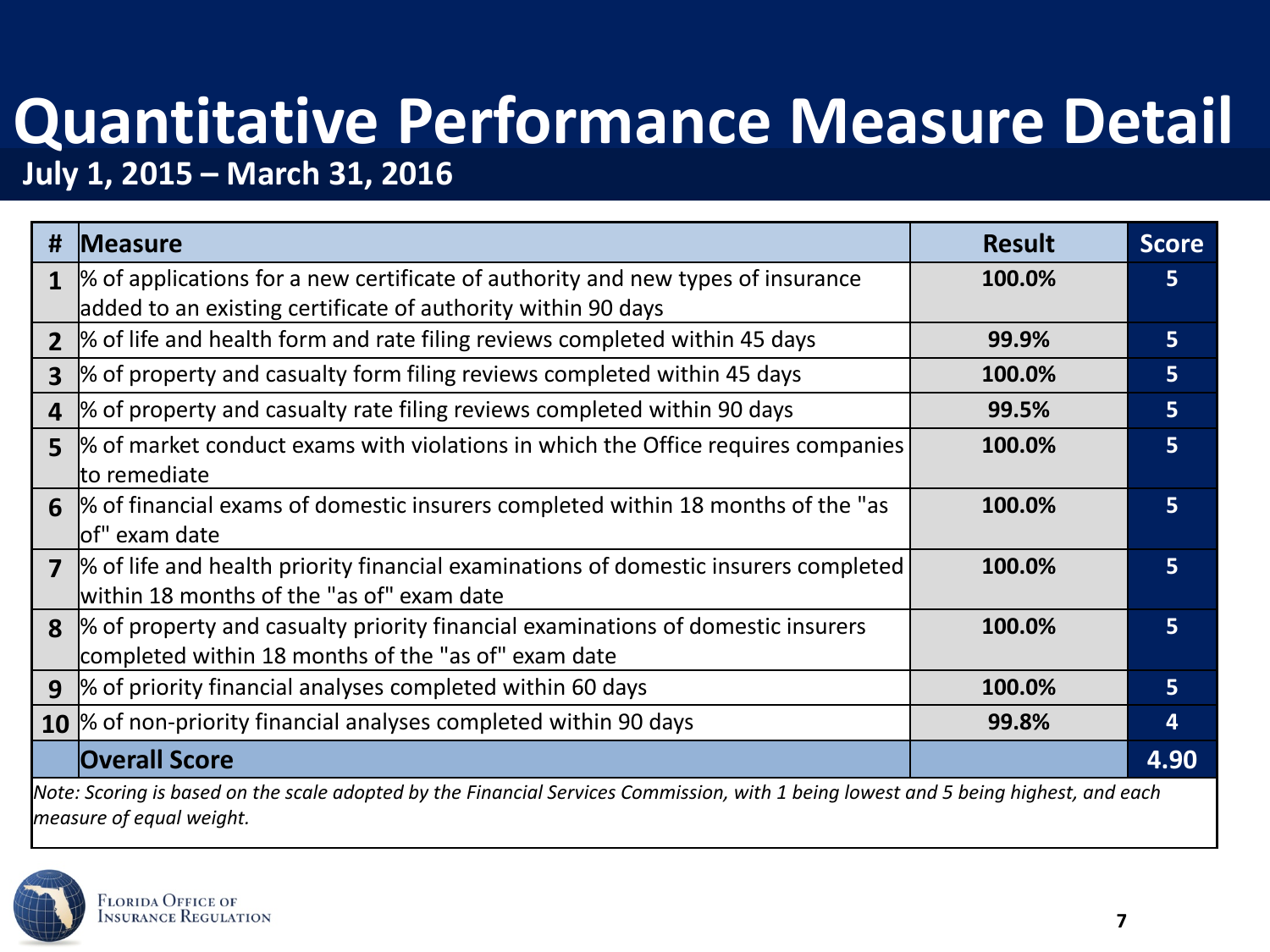# Quantitative Performance Measure Detail

## July 1, 2015 – March 31, 2016

| # | Measure | Result | Score |
|---|---|---|---|
| 1 | % of applications for a new certificate of authority and new types of insurance added to an existing certificate of authority within 90 days | 100.0% | 5 |
| 2 | % of life and health form and rate filing reviews completed within 45 days | 99.9% | 5 |
| 3 | % of property and casualty form filing reviews completed within 45 days | 100.0% | 5 |
| 4 | % of property and casualty rate filing reviews completed within 90 days | 99.5% | 5 |
| 5 | % of market conduct exams with violations in which the Office requires companies to remediate | 100.0% | 5 |
| 6 | % of financial exams of domestic insurers completed within 18 months of the "as of" exam date | 100.0% | 5 |
| 7 | % of life and health priority financial examinations of domestic insurers completed within 18 months of the "as of" exam date | 100.0% | 5 |
| 8 | % of property and casualty priority financial examinations of domestic insurers completed within 18 months of the "as of" exam date | 100.0% | 5 |
| 9 | % of priority financial analyses completed within 60 days | 100.0% | 5 |
| 10 | % of non-priority financial analyses completed within 90 days | 99.8% | 4 |
| | **Overall Score** | | **4.90** |

*Note: Scoring is based on the scale adopted by the Financial Services Commission, with 1 being lowest and 5 being highest, and each measure of equal weight.*

Florida Office of Insurance Regulation